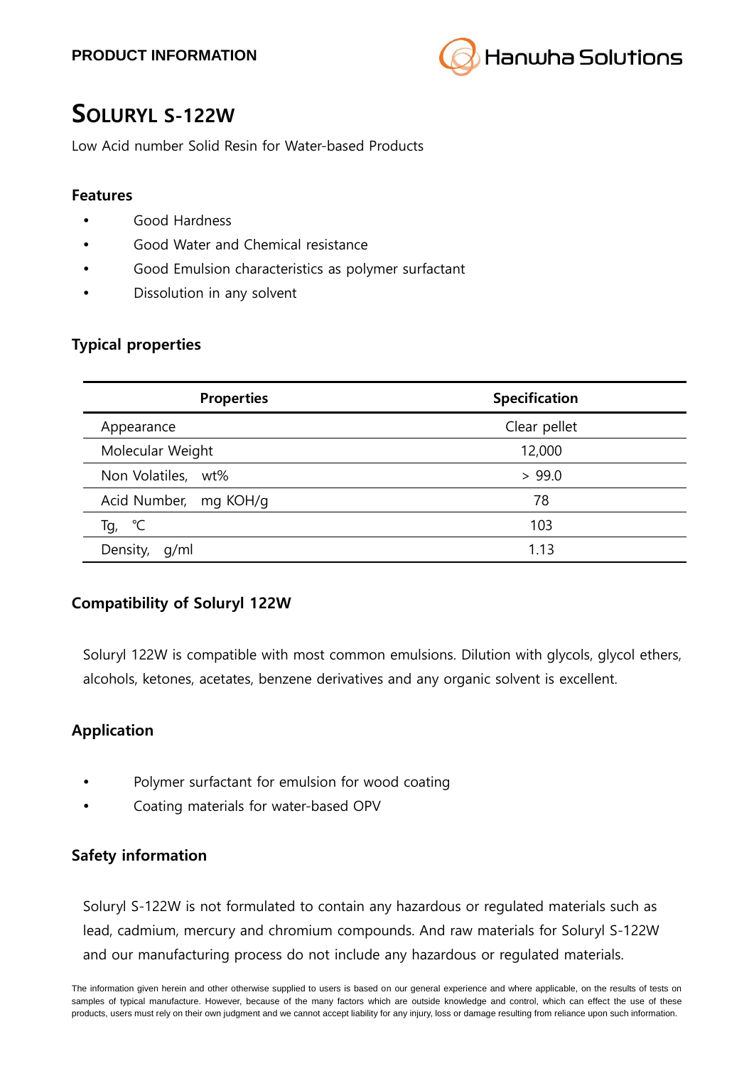PRODUCT INFORMATION

# SOLURYL S-122W

Low Acid number Solid Resin for Water-based Products

## Features

- Good Hardness
- Good Water and Chemical resistance
- Good Emulsion characteristics as polymer surfactant
- Dissolution in any solvent

## Typical properties

| Properties | Specification |
|---|---|
| Appearance | Clear pellet |
| Molecular Weight | 12,000 |
| Non Volatiles, wt% | > 99.0 |
| Acid Number, mg KOH/g | 78 |
| Tg, ℃ | 103 |
| Density, g/ml | 1.13 |

## Compatibility of Soluryl 122W

Soluryl 122W is compatible with most common emulsions. Dilution with glycols, glycol ethers, alcohols, ketones, acetates, benzene derivatives and any organic solvent is excellent.

## Application

- Polymer surfactant for emulsion for wood coating
- Coating materials for water-based OPV

## Safety information

Soluryl S-122W is not formulated to contain any hazardous or regulated materials such as lead, cadmium, mercury and chromium compounds. And raw materials for Soluryl S-122W and our manufacturing process do not include any hazardous or regulated materials.

The information given herein and other otherwise supplied to users is based on our general experience and where applicable, on the results of tests on samples of typical manufacture. However, because of the many factors which are outside knowledge and control, which can effect the use of these products, users must rely on their own judgment and we cannot accept liability for any injury, loss or damage resulting from reliance upon such information.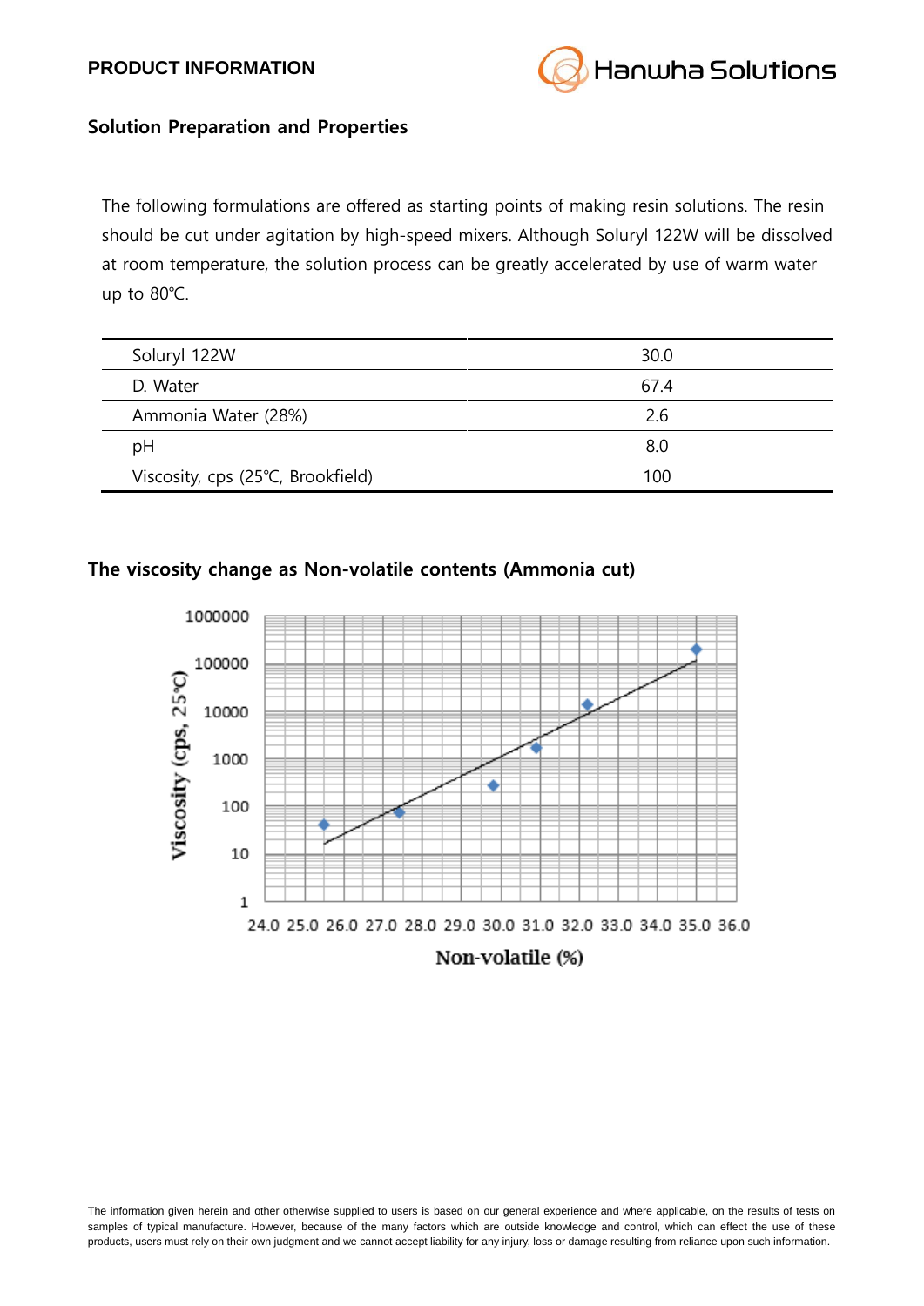## Solution Preparation and Properties

The following formulations are offered as starting points of making resin solutions. The resin should be cut under agitation by high-speed mixers. Although Soluryl 122W will be dissolved at room temperature, the solution process can be greatly accelerated by use of warm water up to 80℃.

| | |
|---|---|
| Soluryl 122W | 30.0 |
| D. Water | 67.4 |
| Ammonia Water (28%) | 2.6 |
| pH | 8.0 |
| Viscosity, cps (25℃, Brookfield) | 100 |

## The viscosity change as Non-volatile contents (Ammonia cut)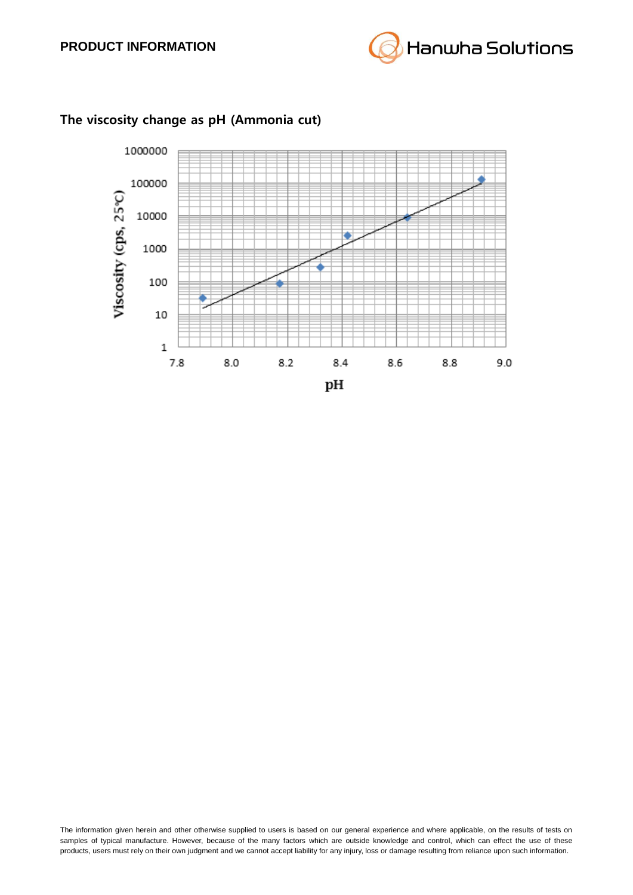## The viscosity change as pH (Ammonia cut)

Viscosity (cps, 25°C)

1000000
100000
10000
1000
100
10
1

7.8
8.0
8.2
8.4
8.6
8.8
9.0

pH

The information given herein and other otherwise supplied to users is based on our general experience and where applicable, on the results of tests on samples of typical manufacture. However, because of the many factors which are outside knowledge and control, which can effect the use of these products, users must rely on their own judgment and we cannot accept liability for any injury, loss or damage resulting from reliance upon such information.